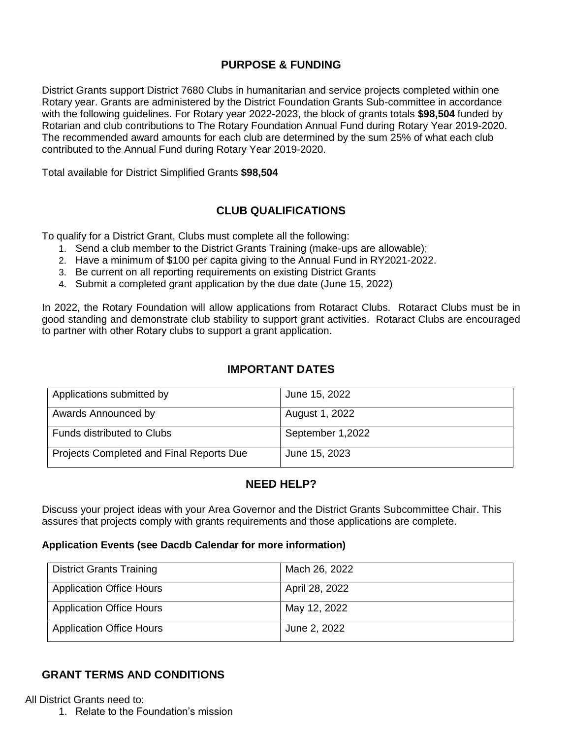## PURPOSE & FUNDING

District Grants support District 7680 Clubs in humanitarian and service projects completed within one Rotary year. Grants are administered by the District Foundation Grants Sub-committee in accordance with the following guidelines. For Rotary year 2022-2023, the block of grants totals **$98,504** funded by Rotarian and club contributions to The Rotary Foundation Annual Fund during Rotary Year 2019-2020. The recommended award amounts for each club are determined by the sum 25% of what each club contributed to the Annual Fund during Rotary Year 2019-2020.

Total available for District Simplified Grants **$98,504**

## CLUB QUALIFICATIONS

To qualify for a District Grant, Clubs must complete all the following:

1. Send a club member to the District Grants Training (make-ups are allowable);
2. Have a minimum of $100 per capita giving to the Annual Fund in RY2021-2022.
3. Be current on all reporting requirements on existing District Grants
4. Submit a completed grant application by the due date (June 15, 2022)

In 2022, the Rotary Foundation will allow applications from Rotaract Clubs. Rotaract Clubs must be in good standing and demonstrate club stability to support grant activities. Rotaract Clubs are encouraged to partner with other Rotary clubs to support a grant application.

## IMPORTANT DATES

| | |
|---|---|
| Applications submitted by | June 15, 2022 |
| Awards Announced by | August 1, 2022 |
| Funds distributed to Clubs | September 1,2022 |
| Projects Completed and Final Reports Due | June 15, 2023 |

## NEED HELP?

Discuss your project ideas with your Area Governor and the District Grants Subcommittee Chair. This assures that projects comply with grants requirements and those applications are complete.

**Application Events (see Dacdb Calendar for more information)**

| | |
|---|---|
| District Grants Training | Mach 26, 2022 |
| Application Office Hours | April 28, 2022 |
| Application Office Hours | May 12, 2022 |
| Application Office Hours | June 2, 2022 |

## GRANT TERMS AND CONDITIONS

All District Grants need to:

1. Relate to the Foundation's mission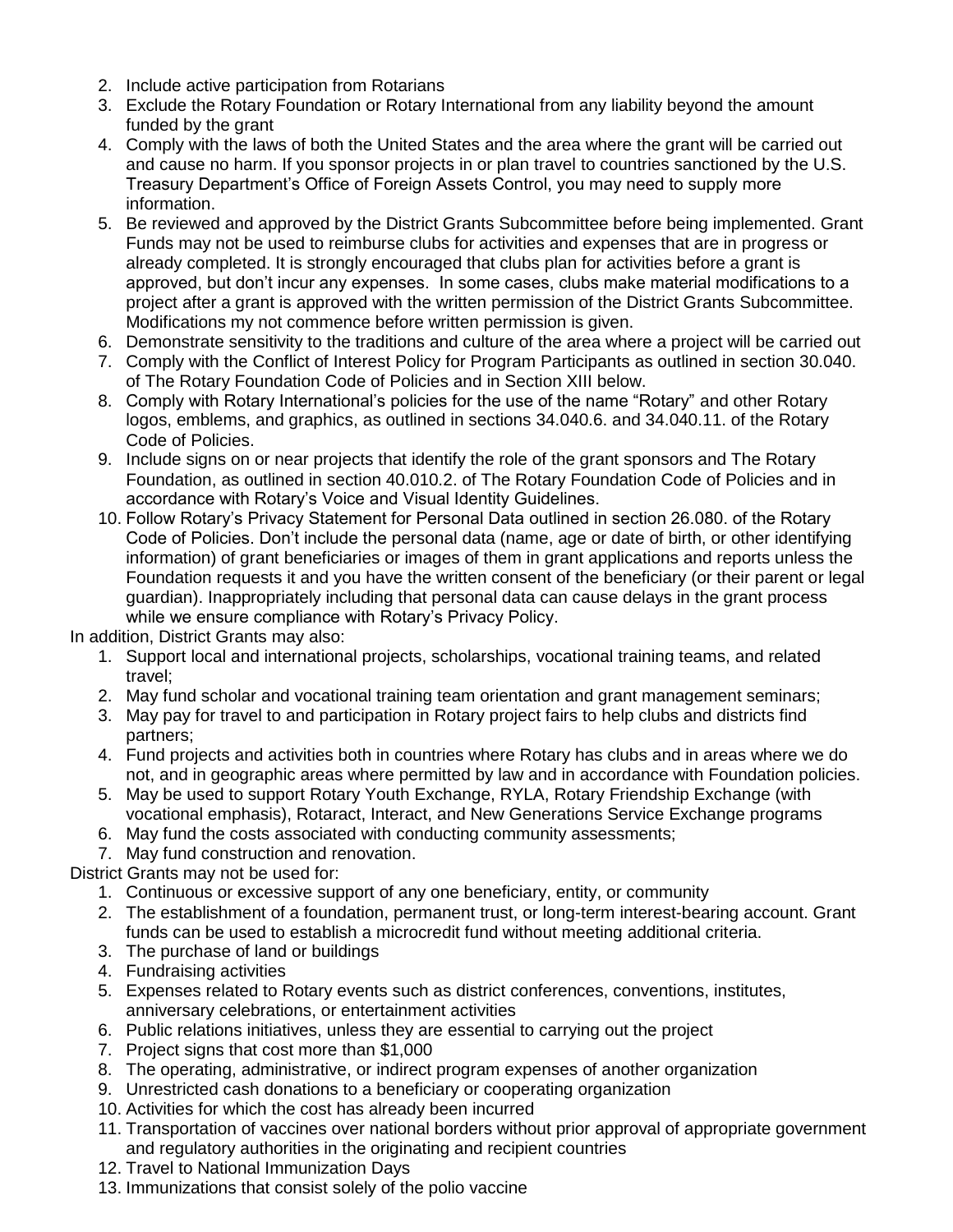2. Include active participation from Rotarians
3. Exclude the Rotary Foundation or Rotary International from any liability beyond the amount funded by the grant
4. Comply with the laws of both the United States and the area where the grant will be carried out and cause no harm. If you sponsor projects in or plan travel to countries sanctioned by the U.S. Treasury Department's Office of Foreign Assets Control, you may need to supply more information.
5. Be reviewed and approved by the District Grants Subcommittee before being implemented. Grant Funds may not be used to reimburse clubs for activities and expenses that are in progress or already completed. It is strongly encouraged that clubs plan for activities before a grant is approved, but don't incur any expenses. In some cases, clubs make material modifications to a project after a grant is approved with the written permission of the District Grants Subcommittee. Modifications my not commence before written permission is given.
6. Demonstrate sensitivity to the traditions and culture of the area where a project will be carried out
7. Comply with the Conflict of Interest Policy for Program Participants as outlined in section 30.040. of The Rotary Foundation Code of Policies and in Section XIII below.
8. Comply with Rotary International's policies for the use of the name "Rotary" and other Rotary logos, emblems, and graphics, as outlined in sections 34.040.6. and 34.040.11. of the Rotary Code of Policies.
9. Include signs on or near projects that identify the role of the grant sponsors and The Rotary Foundation, as outlined in section 40.010.2. of The Rotary Foundation Code of Policies and in accordance with Rotary's Voice and Visual Identity Guidelines.
10. Follow Rotary's Privacy Statement for Personal Data outlined in section 26.080. of the Rotary Code of Policies. Don't include the personal data (name, age or date of birth, or other identifying information) of grant beneficiaries or images of them in grant applications and reports unless the Foundation requests it and you have the written consent of the beneficiary (or their parent or legal guardian). Inappropriately including that personal data can cause delays in the grant process while we ensure compliance with Rotary's Privacy Policy.

In addition, District Grants may also:

1. Support local and international projects, scholarships, vocational training teams, and related travel;
2. May fund scholar and vocational training team orientation and grant management seminars;
3. May pay for travel to and participation in Rotary project fairs to help clubs and districts find partners;
4. Fund projects and activities both in countries where Rotary has clubs and in areas where we do not, and in geographic areas where permitted by law and in accordance with Foundation policies.
5. May be used to support Rotary Youth Exchange, RYLA, Rotary Friendship Exchange (with vocational emphasis), Rotaract, Interact, and New Generations Service Exchange programs
6. May fund the costs associated with conducting community assessments;
7. May fund construction and renovation.

District Grants may not be used for:

1. Continuous or excessive support of any one beneficiary, entity, or community
2. The establishment of a foundation, permanent trust, or long-term interest-bearing account. Grant funds can be used to establish a microcredit fund without meeting additional criteria.
3. The purchase of land or buildings
4. Fundraising activities
5. Expenses related to Rotary events such as district conferences, conventions, institutes, anniversary celebrations, or entertainment activities
6. Public relations initiatives, unless they are essential to carrying out the project
7. Project signs that cost more than $1,000
8. The operating, administrative, or indirect program expenses of another organization
9. Unrestricted cash donations to a beneficiary or cooperating organization
10. Activities for which the cost has already been incurred
11. Transportation of vaccines over national borders without prior approval of appropriate government and regulatory authorities in the originating and recipient countries
12. Travel to National Immunization Days
13. Immunizations that consist solely of the polio vaccine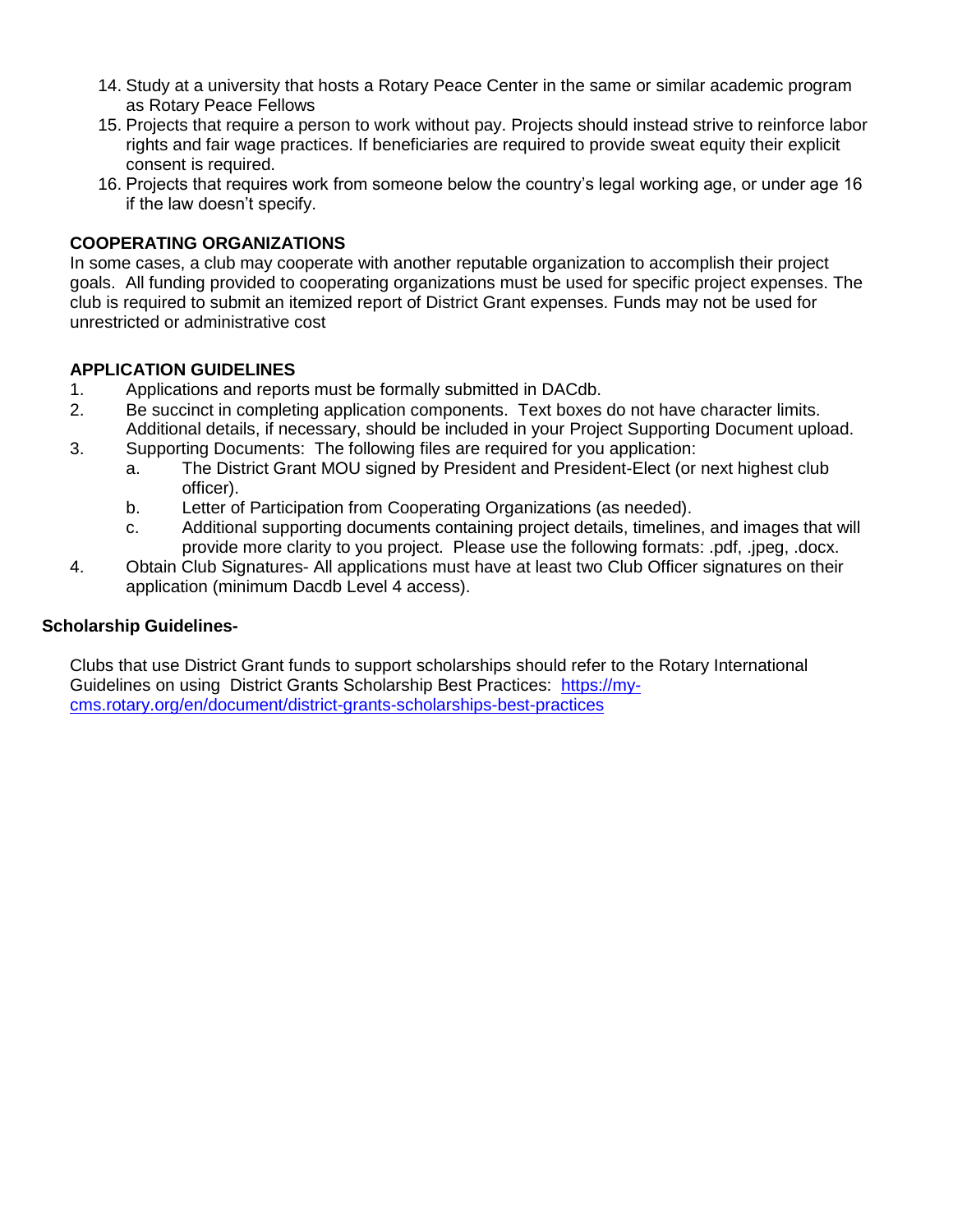14. Study at a university that hosts a Rotary Peace Center in the same or similar academic program as Rotary Peace Fellows
15. Projects that require a person to work without pay. Projects should instead strive to reinforce labor rights and fair wage practices. If beneficiaries are required to provide sweat equity their explicit consent is required.
16. Projects that requires work from someone below the country's legal working age, or under age 16 if the law doesn't specify.

**COOPERATING ORGANIZATIONS**

In some cases, a club may cooperate with another reputable organization to accomplish their project goals. All funding provided to cooperating organizations must be used for specific project expenses. The club is required to submit an itemized report of District Grant expenses. Funds may not be used for unrestricted or administrative cost

**APPLICATION GUIDELINES**

1. Applications and reports must be formally submitted in DACdb.
2. Be succinct in completing application components. Text boxes do not have character limits. Additional details, if necessary, should be included in your Project Supporting Document upload.
3. Supporting Documents: The following files are required for you application:
   a. The District Grant MOU signed by President and President-Elect (or next highest club officer).
   b. Letter of Participation from Cooperating Organizations (as needed).
   c. Additional supporting documents containing project details, timelines, and images that will provide more clarity to you project. Please use the following formats: .pdf, .jpeg, .docx.
4. Obtain Club Signatures- All applications must have at least two Club Officer signatures on their application (minimum Dacdb Level 4 access).

**Scholarship Guidelines-**

Clubs that use District Grant funds to support scholarships should refer to the Rotary International Guidelines on using District Grants Scholarship Best Practices: [https://my-cms.rotary.org/en/document/district-grants-scholarships-best-practices](https://my-cms.rotary.org/en/document/district-grants-scholarships-best-practices)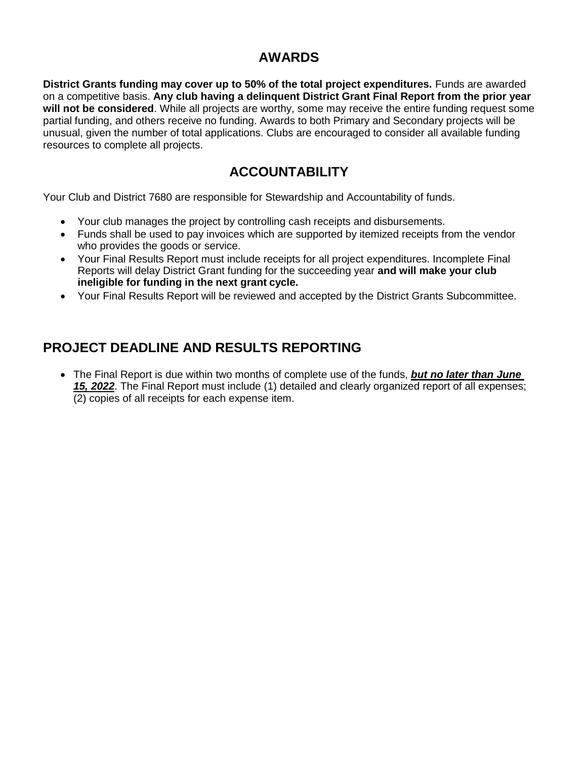## AWARDS

**District Grants funding may cover up to 50% of the total project expenditures.** Funds are awarded on a competitive basis. **Any club having a delinquent District Grant Final Report from the prior year will not be considered**. While all projects are worthy, some may receive the entire funding request some partial funding, and others receive no funding. Awards to both Primary and Secondary projects will be unusual, given the number of total applications. Clubs are encouraged to consider all available funding resources to complete all projects.

## ACCOUNTABILITY

Your Club and District 7680 are responsible for Stewardship and Accountability of funds.

- Your club manages the project by controlling cash receipts and disbursements.
- Funds shall be used to pay invoices which are supported by itemized receipts from the vendor who provides the goods or service.
- Your Final Results Report must include receipts for all project expenditures. Incomplete Final Reports will delay District Grant funding for the succeeding year **and will make your club ineligible for funding in the next grant cycle.**
- Your Final Results Report will be reviewed and accepted by the District Grants Subcommittee.

## PROJECT DEADLINE AND RESULTS REPORTING

- The Final Report is due within two months of complete use of the funds, ***but no later than June 15, 2022***. The Final Report must include (1) detailed and clearly organized report of all expenses; (2) copies of all receipts for each expense item.